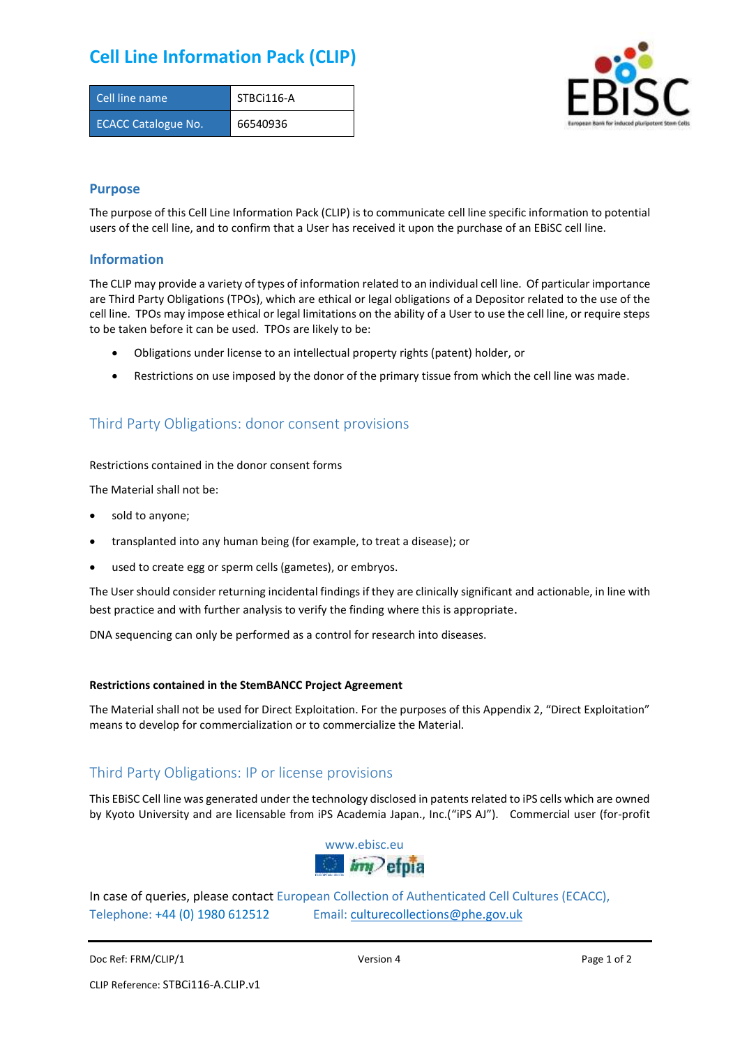# Cell Line Information Pack (CLIP)

| Cell line name | STBCi116-A |
|---|---|
| ECACC Catalogue No. | 66540936 |

## Purpose

The purpose of this Cell Line Information Pack (CLIP) is to communicate cell line specific information to potential users of the cell line, and to confirm that a User has received it upon the purchase of an EBiSC cell line.

## Information

The CLIP may provide a variety of types of information related to an individual cell line. Of particular importance are Third Party Obligations (TPOs), which are ethical or legal obligations of a Depositor related to the use of the cell line. TPOs may impose ethical or legal limitations on the ability of a User to use the cell line, or require steps to be taken before it can be used. TPOs are likely to be:

- Obligations under license to an intellectual property rights (patent) holder, or
- Restrictions on use imposed by the donor of the primary tissue from which the cell line was made.

## Third Party Obligations: donor consent provisions

Restrictions contained in the donor consent forms

The Material shall not be:

- sold to anyone;
- transplanted into any human being (for example, to treat a disease); or
- used to create egg or sperm cells (gametes), or embryos.

The User should consider returning incidental findings if they are clinically significant and actionable, in line with best practice and with further analysis to verify the finding where this is appropriate.

DNA sequencing can only be performed as a control for research into diseases.

**Restrictions contained in the StemBANCC Project Agreement**

The Material shall not be used for Direct Exploitation. For the purposes of this Appendix 2, "Direct Exploitation" means to develop for commercialization or to commercialize the Material.

## Third Party Obligations: IP or license provisions

This EBiSC Cell line was generated under the technology disclosed in patents related to iPS cells which are owned by Kyoto University and are licensable from iPS Academia Japan., Inc.("iPS AJ"). Commercial user (for-profit

www.ebisc.eu

In case of queries, please contact European Collection of Authenticated Cell Cultures (ECACC), Telephone: +44 (0) 1980 612512 Email: culturecollections@phe.gov.uk

Doc Ref: FRM/CLIP/1 Version 4

CLIP Reference: STBCi116-A.CLIP.v1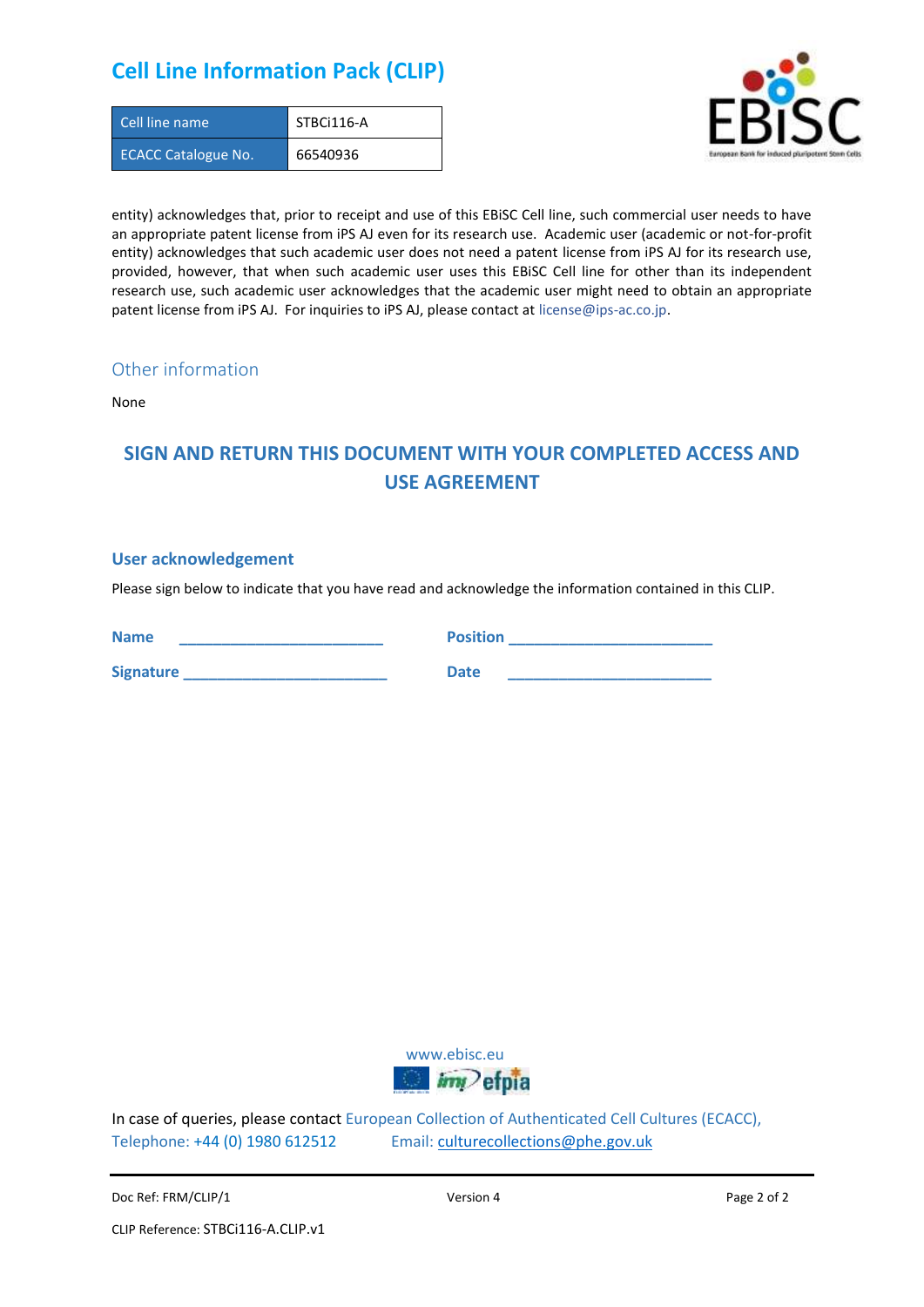# Cell Line Information Pack (CLIP)

| | |
|---|---|
| Cell line name | STBCi116-A |
| ECACC Catalogue No. | 66540936 |

entity) acknowledges that, prior to receipt and use of this EBiSC Cell line, such commercial user needs to have an appropriate patent license from iPS AJ even for its research use. Academic user (academic or not-for-profit entity) acknowledges that such academic user does not need a patent license from iPS AJ for its research use, provided, however, that when such academic user uses this EBiSC Cell line for other than its independent research use, such academic user acknowledges that the academic user might need to obtain an appropriate patent license from iPS AJ. For inquiries to iPS AJ, please contact at license@ips-ac.co.jp.

## Other information

None

## SIGN AND RETURN THIS DOCUMENT WITH YOUR COMPLETED ACCESS AND USE AGREEMENT

### User acknowledgement

Please sign below to indicate that you have read and acknowledge the information contained in this CLIP.

**Name** ________________________ **Position** ________________________

**Signature** ________________________ **Date** ________________________

www.ebisc.eu

In case of queries, please contact European Collection of Authenticated Cell Cultures (ECACC), Telephone: +44 (0) 1980 612512 Email: culturecollections@phe.gov.uk

Doc Ref: FRM/CLIP/1 Version 4

CLIP Reference: STBCi116-A.CLIP.v1